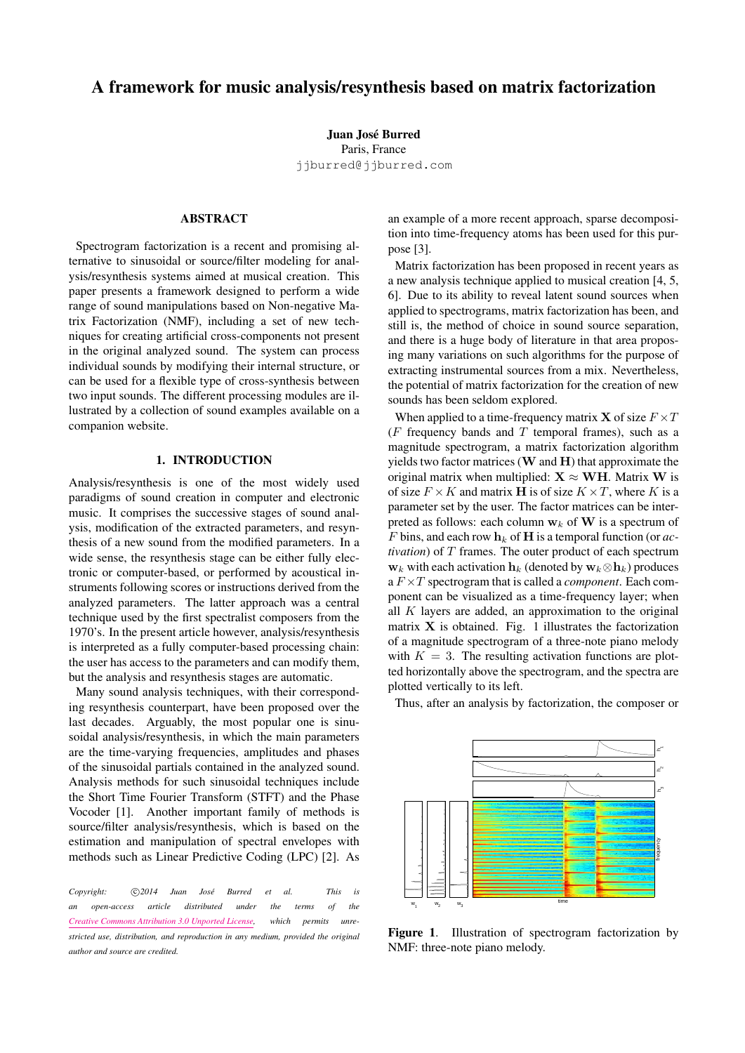# A framework for music analysis/resynthesis based on matrix factorization

**Juan José Burred**
Paris, France
jjburred@jjburred.com

## ABSTRACT

Spectrogram factorization is a recent and promising alternative to sinusoidal or source/filter modeling for analysis/resynthesis systems aimed at musical creation. This paper presents a framework designed to perform a wide range of sound manipulations based on Non-negative Matrix Factorization (NMF), including a set of new techniques for creating artificial cross-components not present in the original analyzed sound. The system can process individual sounds by modifying their internal structure, or can be used for a flexible type of cross-synthesis between two input sounds. The different processing modules are illustrated by a collection of sound examples available on a companion website.

## 1. INTRODUCTION

Analysis/resynthesis is one of the most widely used paradigms of sound creation in computer and electronic music. It comprises the successive stages of sound analysis, modification of the extracted parameters, and resynthesis of a new sound from the modified parameters. In a wide sense, the resynthesis stage can be either fully electronic or computer-based, or performed by acoustical instruments following scores or instructions derived from the analyzed parameters. The latter approach was a central technique used by the first spectralist composers from the 1970's. In the present article however, analysis/resynthesis is interpreted as a fully computer-based processing chain: the user has access to the parameters and can modify them, but the analysis and resynthesis stages are automatic.

Many sound analysis techniques, with their corresponding resynthesis counterpart, have been proposed over the last decades. Arguably, the most popular one is sinusoidal analysis/resynthesis, in which the main parameters are the time-varying frequencies, amplitudes and phases of the sinusoidal partials contained in the analyzed sound. Analysis methods for such sinusoidal techniques include the Short Time Fourier Transform (STFT) and the Phase Vocoder [1]. Another important family of methods is source/filter analysis/resynthesis, which is based on the estimation and manipulation of spectral envelopes with methods such as Linear Predictive Coding (LPC) [2]. As an example of a more recent approach, sparse decomposition into time-frequency atoms has been used for this purpose [3].

Matrix factorization has been proposed in recent years as a new analysis technique applied to musical creation [4, 5, 6]. Due to its ability to reveal latent sound sources when applied to spectrograms, matrix factorization has been, and still is, the method of choice in sound source separation, and there is a huge body of literature in that area proposing many variations on such algorithms for the purpose of extracting instrumental sources from a mix. Nevertheless, the potential of matrix factorization for the creation of new sounds has been seldom explored.

When applied to a time-frequency matrix $\mathbf{X}$ of size $F \times T$ ($F$ frequency bands and $T$ temporal frames), such as a magnitude spectrogram, a matrix factorization algorithm yields two factor matrices ($\mathbf{W}$ and $\mathbf{H}$) that approximate the original matrix when multiplied: $\mathbf{X} \approx \mathbf{WH}$. Matrix $\mathbf{W}$ is of size $F \times K$ and matrix $\mathbf{H}$ is of size $K \times T$, where $K$ is a parameter set by the user. The factor matrices can be interpreted as follows: each column $\mathbf{w}_k$ of $\mathbf{W}$ is a spectrum of $F$ bins, and each row $\mathbf{h}_k$ of $\mathbf{H}$ is a temporal function (or *activation*) of $T$ frames. The outer product of each spectrum $\mathbf{w}_k$ with each activation $\mathbf{h}_k$ (denoted by $\mathbf{w}_k \otimes \mathbf{h}_k$) produces a $F \times T$ spectrogram that is called a *component*. Each component can be visualized as a time-frequency layer; when all $K$ layers are added, an approximation to the original matrix $\mathbf{X}$ is obtained. Fig. 1 illustrates the factorization of a magnitude spectrogram of a three-note piano melody with $K = 3$. The resulting activation functions are plotted horizontally above the spectrogram, and the spectra are plotted vertically to its left.

Thus, after an analysis by factorization, the composer or

**Figure 1**. Illustration of spectrogram factorization by NMF: three-note piano melody.

*Copyright: ©2014 Juan José Burred et al. This is an open-access article distributed under the terms of the Creative Commons Attribution 3.0 Unported License, which permits unrestricted use, distribution, and reproduction in any medium, provided the original author and source are credited.*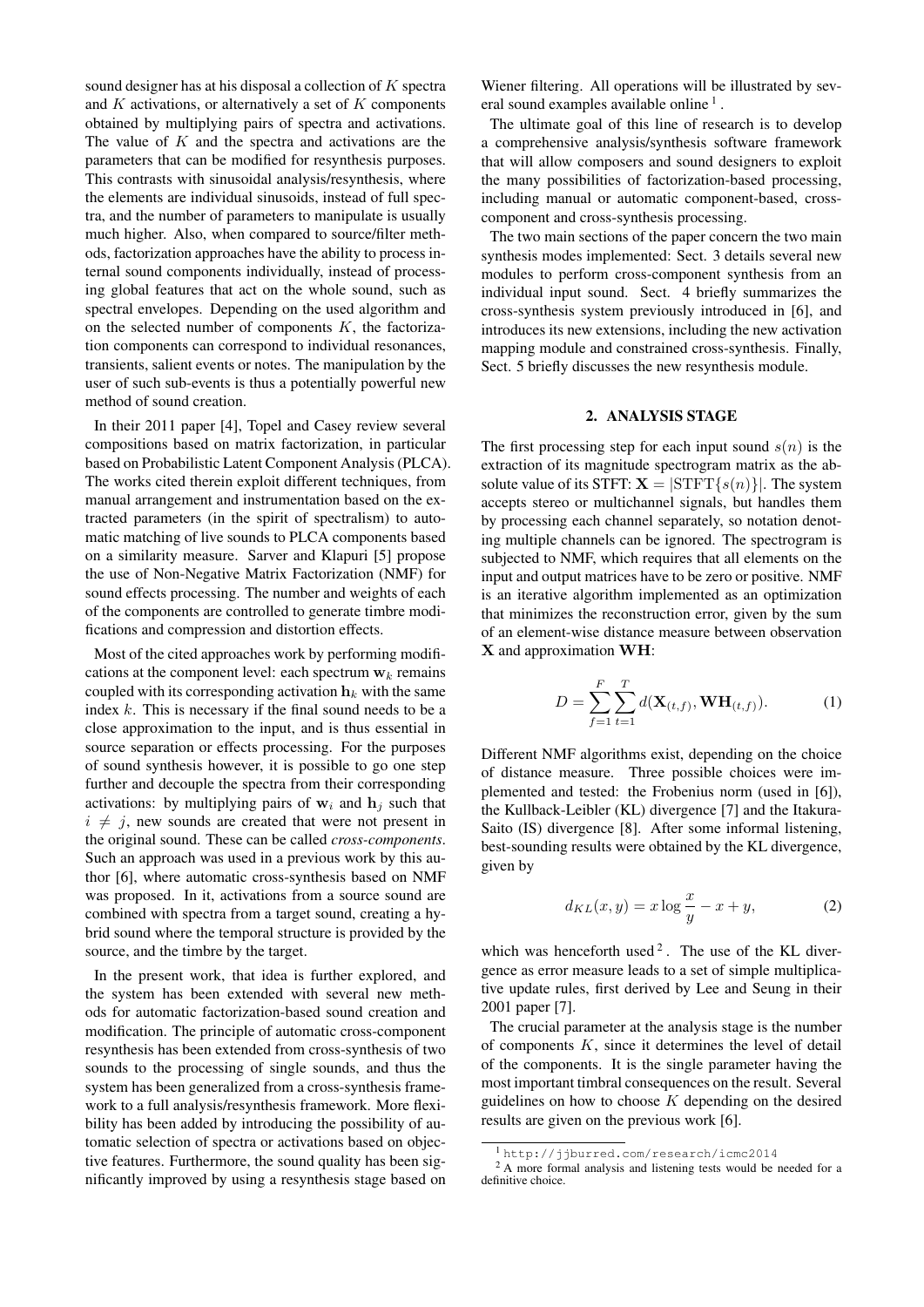sound designer has at his disposal a collection of $K$ spectra and $K$ activations, or alternatively a set of $K$ components obtained by multiplying pairs of spectra and activations. The value of $K$ and the spectra and activations are the parameters that can be modified for resynthesis purposes. This contrasts with sinusoidal analysis/resynthesis, where the elements are individual sinusoids, instead of full spectra, and the number of parameters to manipulate is usually much higher. Also, when compared to source/filter methods, factorization approaches have the ability to process internal sound components individually, instead of processing global features that act on the whole sound, such as spectral envelopes. Depending on the used algorithm and on the selected number of components $K$, the factorization components can correspond to individual resonances, transients, salient events or notes. The manipulation by the user of such sub-events is thus a potentially powerful new method of sound creation.

In their 2011 paper [4], Topel and Casey review several compositions based on matrix factorization, in particular based on Probabilistic Latent Component Analysis (PLCA). The works cited therein exploit different techniques, from manual arrangement and instrumentation based on the extracted parameters (in the spirit of spectralism) to automatic matching of live sounds to PLCA components based on a similarity measure. Sarver and Klapuri [5] propose the use of Non-Negative Matrix Factorization (NMF) for sound effects processing. The number and weights of each of the components are controlled to generate timbre modifications and compression and distortion effects.

Most of the cited approaches work by performing modifications at the component level: each spectrum $\mathbf{w}_k$ remains coupled with its corresponding activation $\mathbf{h}_k$ with the same index $k$. This is necessary if the final sound needs to be a close approximation to the input, and is thus essential in source separation or effects processing. For the purposes of sound synthesis however, it is possible to go one step further and decouple the spectra from their corresponding activations: by multiplying pairs of $\mathbf{w}_i$ and $\mathbf{h}_j$ such that $i \neq j$, new sounds are created that were not present in the original sound. These can be called *cross-components*. Such an approach was used in a previous work by this author [6], where automatic cross-synthesis based on NMF was proposed. In it, activations from a source sound are combined with spectra from a target sound, creating a hybrid sound where the temporal structure is provided by the source, and the timbre by the target.

In the present work, that idea is further explored, and the system has been extended with several new methods for automatic factorization-based sound creation and modification. The principle of automatic cross-component resynthesis has been extended from cross-synthesis of two sounds to the processing of single sounds, and thus the system has been generalized from a cross-synthesis framework to a full analysis/resynthesis framework. More flexibility has been added by introducing the possibility of automatic selection of spectra or activations based on objective features. Furthermore, the sound quality has been significantly improved by using a resynthesis stage based on Wiener filtering. All operations will be illustrated by several sound examples available online [1].

The ultimate goal of this line of research is to develop a comprehensive analysis/synthesis software framework that will allow composers and sound designers to exploit the many possibilities of factorization-based processing, including manual or automatic component-based, cross-component and cross-synthesis processing.

The two main sections of the paper concern the two main synthesis modes implemented: Sect. 3 details several new modules to perform cross-component synthesis from an individual input sound. Sect. 4 briefly summarizes the cross-synthesis system previously introduced in [6], and introduces its new extensions, including the new activation mapping module and constrained cross-synthesis. Finally, Sect. 5 briefly discusses the new resynthesis module.

## 2. ANALYSIS STAGE

The first processing step for each input sound $s(n)$ is the extraction of its magnitude spectrogram matrix as the absolute value of its STFT: $\mathbf{X} = |\mathrm{STFT}\{s(n)\}|$. The system accepts stereo or multichannel signals, but handles them by processing each channel separately, so notation denoting multiple channels can be ignored. The spectrogram is subjected to NMF, which requires that all elements on the input and output matrices have to be zero or positive. NMF is an iterative algorithm implemented as an optimization that minimizes the reconstruction error, given by the sum of an element-wise distance measure between observation $\mathbf{X}$ and approximation $\mathbf{WH}$:

$$D = \sum_{f=1}^{F} \sum_{t=1}^{T} d(\mathbf{X}_{(t,f)}, \mathbf{WH}_{(t,f)}). \tag{1}$$

Different NMF algorithms exist, depending on the choice of distance measure. Three possible choices were implemented and tested: the Frobenius norm (used in [6]), the Kullback-Leibler (KL) divergence [7] and the Itakura-Saito (IS) divergence [8]. After some informal listening, best-sounding results were obtained by the KL divergence, given by

$$d_{KL}(x, y) = x \log \frac{x}{y} - x + y, \tag{2}$$

which was henceforth used [2]. The use of the KL divergence as error measure leads to a set of simple multiplicative update rules, first derived by Lee and Seung in their 2001 paper [7].

The crucial parameter at the analysis stage is the number of components $K$, since it determines the level of detail of the components. It is the single parameter having the most important timbral consequences on the result. Several guidelines on how to choose $K$ depending on the desired results are given on the previous work [6].

[1] http://jjburred.com/research/icmc2014

[2] A more formal analysis and listening tests would be needed for a definitive choice.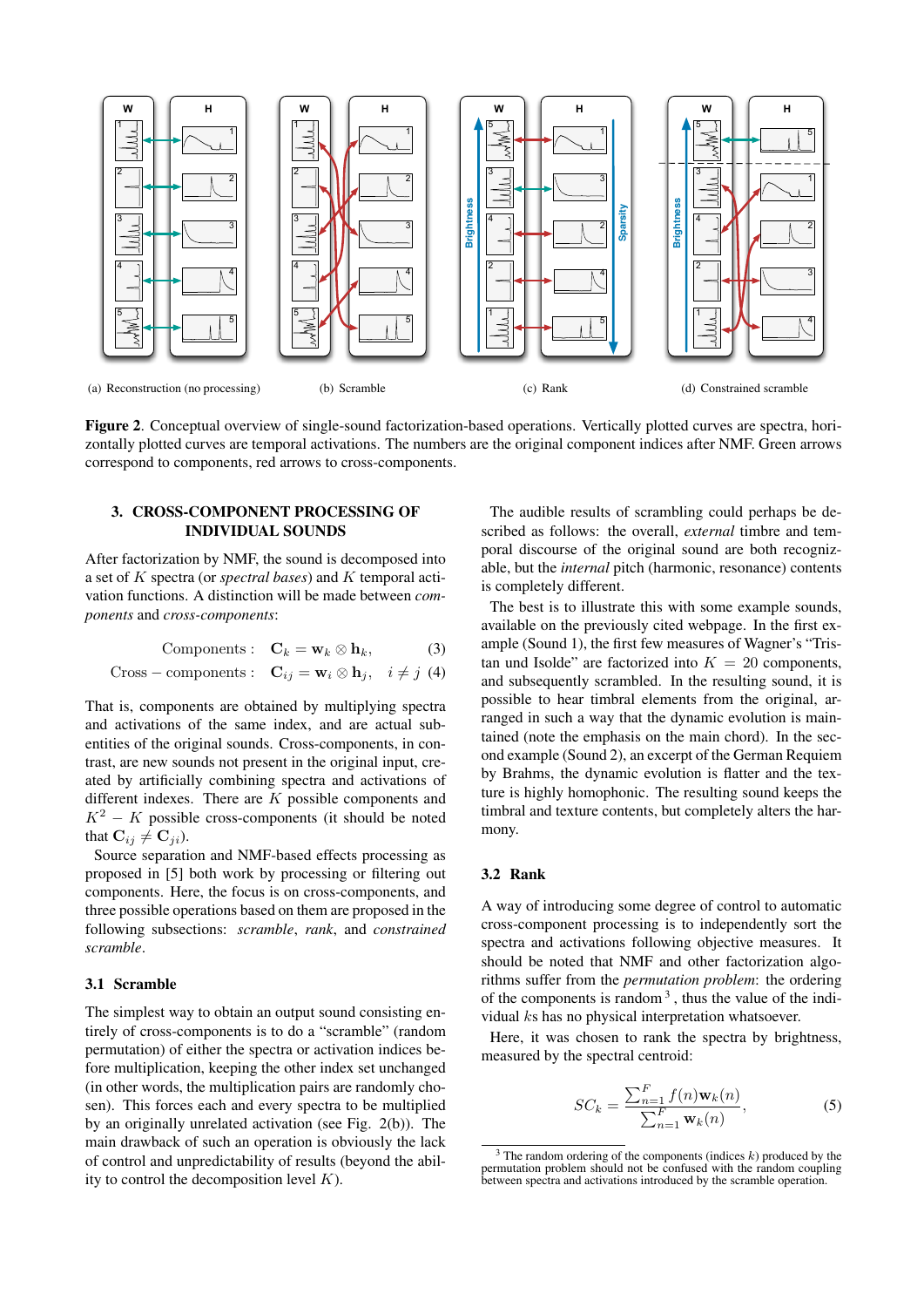(a) Reconstruction (no processing) (b) Scramble (c) Rank (d) Constrained scramble

**Figure 2**. Conceptual overview of single-sound factorization-based operations. Vertically plotted curves are spectra, horizontally plotted curves are temporal activations. The numbers are the original component indices after NMF. Green arrows correspond to components, red arrows to cross-components.

## 3. CROSS-COMPONENT PROCESSING OF INDIVIDUAL SOUNDS

After factorization by NMF, the sound is decomposed into a set of $K$ spectra (or *spectral bases*) and $K$ temporal activation functions. A distinction will be made between *components* and *cross-components*:

$$\text{Components}: \quad \mathbf{C}_k = \mathbf{w}_k \otimes \mathbf{h}_k, \tag{3}$$

$$\text{Cross-components}: \quad \mathbf{C}_{ij} = \mathbf{w}_i \otimes \mathbf{h}_j, \quad i \neq j \tag{4}$$

That is, components are obtained by multiplying spectra and activations of the same index, and are actual subentities of the original sounds. Cross-components, in contrast, are new sounds not present in the original input, created by artificially combining spectra and activations of different indexes. There are $K$ possible components and $K^2 - K$ possible cross-components (it should be noted that $\mathbf{C}_{ij} \neq \mathbf{C}_{ji}$).

Source separation and NMF-based effects processing as proposed in [5] both work by processing or filtering out components. Here, the focus is on cross-components, and three possible operations based on them are proposed in the following subsections: *scramble*, *rank*, and *constrained scramble*.

### 3.1 Scramble

The simplest way to obtain an output sound consisting entirely of cross-components is to do a "scramble" (random permutation) of either the spectra or activation indices before multiplication, keeping the other index set unchanged (in other words, the multiplication pairs are randomly chosen). This forces each and every spectrum to be multiplied by an originally unrelated activation (see Fig. 2(b)). The main drawback of such an operation is obviously the lack of control and unpredictability of results (beyond the ability to control the decomposition level $K$).

The audible results of scrambling could perhaps be described as follows: the overall, *external* timbre and temporal discourse of the original sound are both recognizable, but the *internal* pitch (harmonic, resonance) contents is completely different.

The best is to illustrate this with some example sounds, available on the previously cited webpage. In the first example (Sound 1), the first few measures of Wagner's "Tristan und Isolde" are factorized into $K = 20$ components, and subsequently scrambled. In the resulting sound, it is possible to hear timbral elements from the original, arranged in such a way that the dynamic evolution is maintained (note the emphasis on the main chord). In the second example (Sound 2), an excerpt of the German Requiem by Brahms, the dynamic evolution is flatter and the texture is highly homophonic. The resulting sound keeps the timbral and texture contents, but completely alters the harmony.

### 3.2 Rank

A way of introducing some degree of control to automatic cross-component processing is to independently sort the spectra and activations following objective measures. It should be noted that NMF and other factorization algorithms suffer from the *permutation problem*: the ordering of the components (indices $k$) produced by the permutation problem is random [3], thus the value of the individual $k$s has no physical interpretation whatsoever.

Here, it was chosen to rank the spectra by brightness, measured by the spectral centroid:

$$SC_k = \frac{\sum_{n=1}^{F} f(n)\mathbf{w}_k(n)}{\sum_{n=1}^{F} \mathbf{w}_k(n)}, \tag{5}$$

[3] The random ordering of the components (indices $k$) produced by the permutation problem should not be confused with the random coupling between spectra and activations introduced by the scramble operation.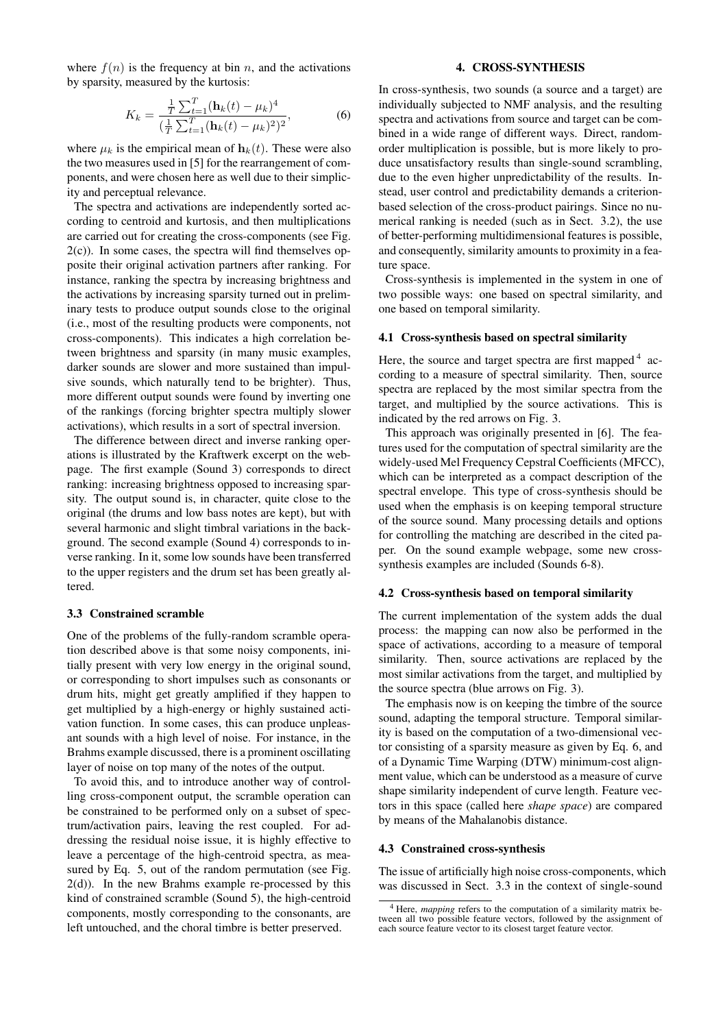where $f(n)$ is the frequency at bin $n$, and the activations by sparsity, measured by the kurtosis:

$$K_k = \frac{\frac{1}{T}\sum_{t=1}^{T}(\mathbf{h}_k(t) - \mu_k)^4}{(\frac{1}{T}\sum_{t=1}^{T}(\mathbf{h}_k(t) - \mu_k)^2)^2}, \tag{6}$$

where $\mu_k$ is the empirical mean of $\mathbf{h}_k(t)$. These were also the two measures used in [5] for the rearrangement of components, and were chosen here as well due to their simplicity and perceptual relevance.

The spectra and activations are independently sorted according to centroid and kurtosis, and then multiplications are carried out for creating the cross-components (see Fig. 2(c)). In some cases, the spectra will find themselves opposite their original activation partners after ranking. For instance, ranking the spectra by increasing brightness and the activations by increasing sparsity turned out in preliminary tests to produce output sounds close to the original (i.e., most of the resulting products were components, not cross-components). This indicates a high correlation between brightness and sparsity (in many music examples, darker sounds are slower and more sustained than impulsive sounds, which naturally tend to be brighter). Thus, more different output sounds were found by inverting one of the rankings (forcing brighter spectra multiply slower activations), which results in a sort of spectral inversion.

The difference between direct and inverse ranking operations is illustrated by the Kraftwerk excerpt on the webpage. The first example (Sound 3) corresponds to direct ranking: increasing brightness opposed to increasing sparsity. The output sound is, in character, quite close to the original (the drums and low bass notes are kept), but with several harmonic and slight timbral variations in the background. The second example (Sound 4) corresponds to inverse ranking. In it, some low sounds have been transferred to the upper registers and the drum set has been greatly altered.

### 3.3 Constrained scramble

One of the problems of the fully-random scramble operation described above is that some noisy components, initially present with very low energy in the original sound, or corresponding to short impulses such as consonants or drum hits, might get greatly amplified if they happen to get multiplied by a high-energy or highly sustained activation function. In some cases, this can produce unpleasant sounds with a high level of noise. For instance, in the Brahms example discussed, there is a prominent oscillating layer of noise on top many of the notes of the output.

To avoid this, and to introduce another way of controlling cross-component output, the scramble operation can be constrained to be performed only on a subset of spectrum/activation pairs, leaving the rest coupled. For addressing the residual noise issue, it is highly effective to leave a percentage of the high-centroid spectra, as measured by Eq. 5, out of the random permutation (see Fig. 2(d)). In the new Brahms example re-processed by this kind of constrained scramble (Sound 5), the high-centroid components, mostly corresponding to the consonants, are left untouched, and the choral timbre is better preserved.

## 4. CROSS-SYNTHESIS

In cross-synthesis, two sounds (a source and a target) are individually subjected to NMF analysis, and the resulting spectra and activations from source and target can be combined in a wide range of different ways. Direct, random-order multiplication is possible, but is more likely to produce unsatisfactory results than single-sound scrambling, due to the even higher unpredictability of the results. Instead, user control and predictability demands a criterion-based selection of the cross-product pairings. Since no numerical ranking is needed (such as in Sect. 3.2), the use of better-performing multidimensional features is possible, and consequently, similarity amounts to proximity in a feature space.

Cross-synthesis is implemented in the system in one of two possible ways: one based on spectral similarity, and one based on temporal similarity.

### 4.1 Cross-synthesis based on spectral similarity

Here, the source and target spectra are first mapped [4] according to a measure of spectral similarity. Then, source spectra are replaced by the most similar spectra from the target, and multiplied by the source activations. This is indicated by the red arrows on Fig. 3.

This approach was originally presented in [6]. The features used for the computation of spectral similarity are the widely-used Mel Frequency Cepstral Coefficients (MFCC), which can be interpreted as a compact description of the spectral envelope. This type of cross-synthesis should be used when the emphasis is on keeping temporal structure of the source sound. Many processing details and options for controlling the matching are described in the cited paper. On the sound example webpage, some new cross-synthesis examples are included (Sounds 6-8).

### 4.2 Cross-synthesis based on temporal similarity

The current implementation of the system adds the dual process: the mapping can now also be performed in the space of activations, according to a measure of temporal similarity. Then, source activations are replaced by the most similar activations from the target, and multiplied by the source spectra (blue arrows on Fig. 3).

The emphasis now is on keeping the timbre of the source sound, adapting the temporal structure. Temporal similarity is based on the computation of a two-dimensional vector consisting of a sparsity measure as given by Eq. 6, and of a Dynamic Time Warping (DTW) minimum-cost alignment value, which can be understood as a measure of curve shape similarity independent of curve length. Feature vectors in this space (called here *shape space*) are compared by means of the Mahalanobis distance.

### 4.3 Constrained cross-synthesis

The issue of artificially high noise cross-components, which was discussed in Sect. 3.3 in the context of single-sound

[4] Here, *mapping* refers to the computation of a similarity matrix between all two possible feature vectors, followed by the assignment of each source feature vector to its closest target feature vector.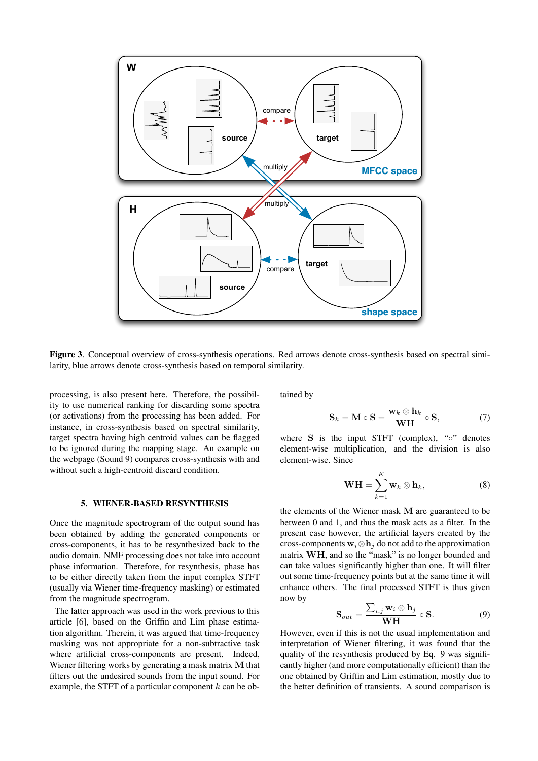**Figure 3**. Conceptual overview of cross-synthesis operations. Red arrows denote cross-synthesis based on spectral similarity, blue arrows denote cross-synthesis based on temporal similarity.

processing, is also present here. Therefore, the possibility to use numerical ranking for discarding some spectra (or activations) from the processing has been added. For instance, in cross-synthesis based on spectral similarity, target spectra having high centroid values can be flagged to be ignored during the mapping stage. An example on the webpage (Sound 9) compares cross-synthesis with and without such a high-centroid discard condition.

## 5. WIENER-BASED RESYNTHESIS

Once the magnitude spectrogram of the output sound has been obtained by adding the generated components or cross-components, it has to be resynthesized back to the audio domain. NMF processing does not take into account phase information. Therefore, for resynthesis, phase has to be either directly taken from the input complex STFT (usually via Wiener time-frequency masking) or estimated from the magnitude spectrogram.

The latter approach was used in the work previous to this article [6], based on the Griffin and Lim phase estimation algorithm. Therein, it was argued that time-frequency masking was not appropriate for a non-subtractive task where artificial cross-components are present. Indeed, Wiener filtering works by generating a mask matrix $\mathbf{M}$ that filters out the undesired sounds from the input sound. For example, the STFT of a particular component $k$ can be obtained by

$$\mathbf{S}_k = \mathbf{M} \circ \mathbf{S} = \frac{\mathbf{w}_k \otimes \mathbf{h}_k}{\mathbf{WH}} \circ \mathbf{S}, \tag{7}$$

where $\mathbf{S}$ is the input STFT (complex), "$\circ$" denotes element-wise multiplication, and the division is also element-wise. Since

$$\mathbf{WH} = \sum_{k=1}^{K} \mathbf{w}_k \otimes \mathbf{h}_k, \tag{8}$$

the elements of the Wiener mask $\mathbf{M}$ are guaranteed to be between 0 and 1, and thus the mask acts as a filter. In the present case however, the artificial layers created by the cross-components $\mathbf{w}_i \otimes \mathbf{h}_j$ do not add to the approximation matrix $\mathbf{WH}$, and so the "mask" is no longer bounded and can take values significantly higher than one. It will filter out some time-frequency points but at the same time it will enhance others. The final processed STFT is thus given now by

$$\mathbf{S}_{out} = \frac{\sum_{i,j} \mathbf{w}_i \otimes \mathbf{h}_j}{\mathbf{WH}} \circ \mathbf{S}. \tag{9}$$

However, even if this is not the usual implementation and interpretation of Wiener filtering, it was found that the quality of the resynthesis produced by Eq. 9 was significantly higher (and more computationally efficient) than the one obtained by Griffin and Lim estimation, mostly due to the better definition of transients. A sound comparison is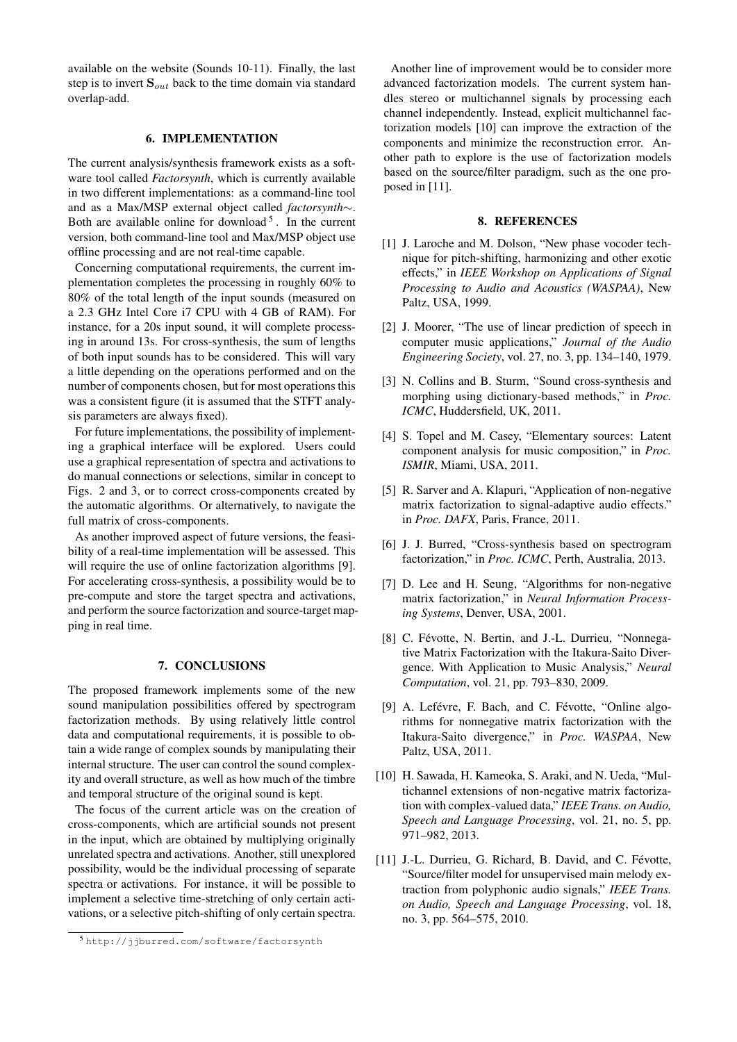available on the website (Sounds 10-11). Finally, the last step is to invert $\mathbf{S}_{out}$ back to the time domain via standard overlap-add.

## 6. IMPLEMENTATION

The current analysis/synthesis framework exists as a software tool called *Factorsynth*, which is currently available in two different implementations: as a command-line tool and as a Max/MSP external object called *factorsynth∼*. Both are available online for download [5]. In the current version, both command-line tool and Max/MSP object use offline processing and are not real-time capable.

Concerning computational requirements, the current implementation completes the processing in roughly 60% to 80% of the total length of the input sounds (measured on a 2.3 GHz Intel Core i7 CPU with 4 GB of RAM). For instance, for a 20s input sound, it will complete processing in around 13s. For cross-synthesis, the sum of lengths of both input sounds has to be considered. This will vary a little depending on the operations performed and on the number of components chosen, but for most operations this was a consistent figure (it is assumed that the STFT analysis parameters are always fixed).

For future implementations, the possibility of implementing a graphical interface will be explored. Users could use a graphical representation of spectra and activations to do manual connections or selections, similar in concept to Figs. 2 and 3, or to correct cross-components created by the automatic algorithms. Or alternatively, to navigate the full matrix of cross-components.

As another improved aspect of future versions, the feasibility of a real-time implementation will be assessed. This will require the use of online factorization algorithms [9]. For accelerating cross-synthesis, a possibility would be to pre-compute and store the target spectra and activations, and perform the source factorization and source-target mapping in real time.

## 7. CONCLUSIONS

The proposed framework implements some of the new sound manipulation possibilities offered by spectrogram factorization methods. By using relatively little control data and computational requirements, it is possible to obtain a wide range of complex sounds by manipulating their internal structure. The user can control the sound complexity and overall structure, as well as how much of the timbre and temporal structure of the original sound is kept.

The focus of the current article was on the creation of cross-components, which are artificial sounds not present in the input, which are obtained by multiplying originally unrelated spectra and activations. Another, still unexplored possibility, would be the individual processing of separate spectra or activations. For instance, it will be possible to implement a selective time-stretching of only certain activations, or a selective pitch-shifting of only certain spectra.

Another line of improvement would be to consider more advanced factorization models. The current system handles stereo or multichannel signals by processing each channel independently. Instead, explicit multichannel factorization models [10] can improve the extraction of the components and minimize the reconstruction error. Another path to explore is the use of factorization models based on the source/filter paradigm, such as the one proposed in [11].

## 8. REFERENCES

[1] J. Laroche and M. Dolson, "New phase vocoder technique for pitch-shifting, harmonizing and other exotic effects," in *IEEE Workshop on Applications of Signal Processing to Audio and Acoustics (WASPAA)*, New Paltz, USA, 1999.

[2] J. Moorer, "The use of linear prediction of speech in computer music applications," *Journal of the Audio Engineering Society*, vol. 27, no. 3, pp. 134–140, 1979.

[3] N. Collins and B. Sturm, "Sound cross-synthesis and morphing using dictionary-based methods," in *Proc. ICMC*, Huddersfield, UK, 2011.

[4] S. Topel and M. Casey, "Elementary sources: Latent component analysis for music composition," in *Proc. ISMIR*, Miami, USA, 2011.

[5] R. Sarver and A. Klapuri, "Application of non-negative matrix factorization to signal-adaptive audio effects." in *Proc. DAFX*, Paris, France, 2011.

[6] J. J. Burred, "Cross-synthesis based on spectrogram factorization," in *Proc. ICMC*, Perth, Australia, 2013.

[7] D. Lee and H. Seung, "Algorithms for non-negative matrix factorization," in *Neural Information Processing Systems*, Denver, USA, 2001.

[8] C. Févotte, N. Bertin, and J.-L. Durrieu, "Nonnegative Matrix Factorization with the Itakura-Saito Divergence. With Application to Music Analysis," *Neural Computation*, vol. 21, pp. 793–830, 2009.

[9] A. Lefévre, F. Bach, and C. Févotte, "Online algorithms for nonnegative matrix factorization with the Itakura-Saito divergence," in *Proc. WASPAA*, New Paltz, USA, 2011.

[10] H. Sawada, H. Kameoka, S. Araki, and N. Ueda, "Multichannel extensions of non-negative matrix factorization with complex-valued data," *IEEE Trans. on Audio, Speech and Language Processing*, vol. 21, no. 5, pp. 971–982, 2013.

[11] J.-L. Durrieu, G. Richard, B. David, and C. Févotte, "Source/filter model for unsupervised main melody extraction from polyphonic audio signals," *IEEE Trans. on Audio, Speech and Language Processing*, vol. 18, no. 3, pp. 564–575, 2010.

[5] http://jjburred.com/software/factorsynth